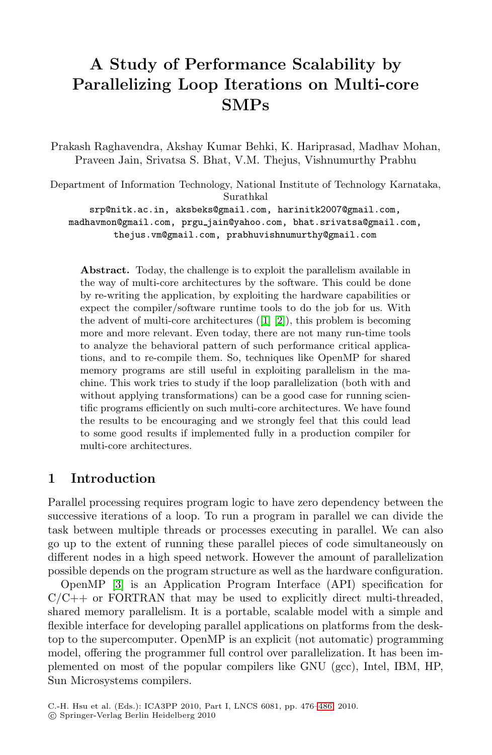# A Study of Performance Scalability by Parallelizing Loop Iterations on Multi-core SMPs

Prakash Raghavendra, Akshay Kumar Behki, K. Hariprasad, Madhav Mohan, Praveen Jain, Srivatsa S. Bhat, V.M. Thejus, Vishnumurthy Prabhu

Department of Information Technology, National Institute of Technology Karnataka, Surathkal

srp@nitk.ac.in, aksbeks@gmail.com, harinitk2007@gmail.com, madhavmon@gmail.com, prgu_jain@yahoo.com, bhat.srivatsa@gmail.com, thejus.vm@gmail.com, prabhuvishnumurthy@gmail.com

**Abstract.** Today, the challenge is to exploit the parallelism available in the way of multi-core architectures by the software. This could be done by re-writing the application, by exploiting the hardware capabilities or expect the compiler/software runtime tools to do the job for us. With the advent of multi-core architectures ([1] [2]), this problem is becoming more and more relevant. Even today, there are not many run-time tools to analyze the behavioral pattern of such performance critical applications, and to re-compile them. So, techniques like OpenMP for shared memory programs are still useful in exploiting parallelism in the machine. This work tries to study if the loop parallelization (both with and without applying transformations) can be a good case for running scientific programs efficiently on such multi-core architectures. We have found the results to be encouraging and we strongly feel that this could lead to some good results if implemented fully in a production compiler for multi-core architectures.

## 1 Introduction

Parallel processing requires program logic to have zero dependency between the successive iterations of a loop. To run a program in parallel we can divide the task between multiple threads or processes executing in parallel. We can also go up to the extent of running these parallel pieces of code simultaneously on different nodes in a high speed network. However the amount of parallelization possible depends on the program structure as well as the hardware configuration.

OpenMP [3] is an Application Program Interface (API) specification for C/C++ or FORTRAN that may be used to explicitly direct multi-threaded, shared memory parallelism. It is a portable, scalable model with a simple and flexible interface for developing parallel applications on platforms from the desktop to the supercomputer. OpenMP is an explicit (not automatic) programming model, offering the programmer full control over parallelization. It has been implemented on most of the popular compilers like GNU (gcc), Intel, IBM, HP, Sun Microsystems compilers.

C.-H. Hsu et al. (Eds.): ICA3PP 2010, Part I, LNCS 6081, pp. 476–486, 2010.
© Springer-Verlag Berlin Heidelberg 2010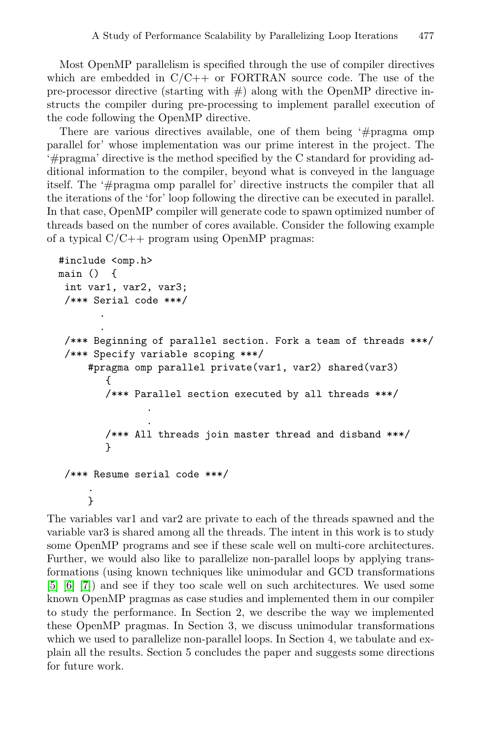Most OpenMP parallelism is specified through the use of compiler directives which are embedded in C/C++ or FORTRAN source code. The use of the pre-processor directive (starting with #) along with the OpenMP directive instructs the compiler during pre-processing to implement parallel execution of the code following the OpenMP directive.

There are various directives available, one of them being '#pragma omp parallel for' whose implementation was our prime interest in the project. The '#pragma' directive is the method specified by the C standard for providing additional information to the compiler, beyond what is conveyed in the language itself. The '#pragma omp parallel for' directive instructs the compiler that all the iterations of the 'for' loop following the directive can be executed in parallel. In that case, OpenMP compiler will generate code to spawn optimized number of threads based on the number of cores available. Consider the following example of a typical C/C++ program using OpenMP pragmas:

```
#include <omp.h>
main ()  {
 int var1, var2, var3;
 /*** Serial code ***/
       .
       .
 /*** Beginning of parallel section. Fork a team of threads ***/
 /*** Specify variable scoping ***/
     #pragma omp parallel private(var1, var2) shared(var3)
        {
        /*** Parallel section executed by all threads ***/
               .
               .
        /*** All threads join master thread and disband ***/
        }

 /*** Resume serial code ***/
      .
      }
```

The variables var1 and var2 are private to each of the threads spawned and the variable var3 is shared among all the threads. The intent in this work is to study some OpenMP programs and see if these scale well on multi-core architectures. Further, we would also like to parallelize non-parallel loops by applying transformations (using known techniques like unimodular and GCD transformations [5] [6] [7]) and see if they too scale well on such architectures. We used some known OpenMP pragmas as case studies and implemented them in our compiler to study the performance. In Section 2, we describe the way we implemented these OpenMP pragmas. In Section 3, we discuss unimodular transformations which we used to parallelize non-parallel loops. In Section 4, we tabulate and explain all the results. Section 5 concludes the paper and suggests some directions for future work.